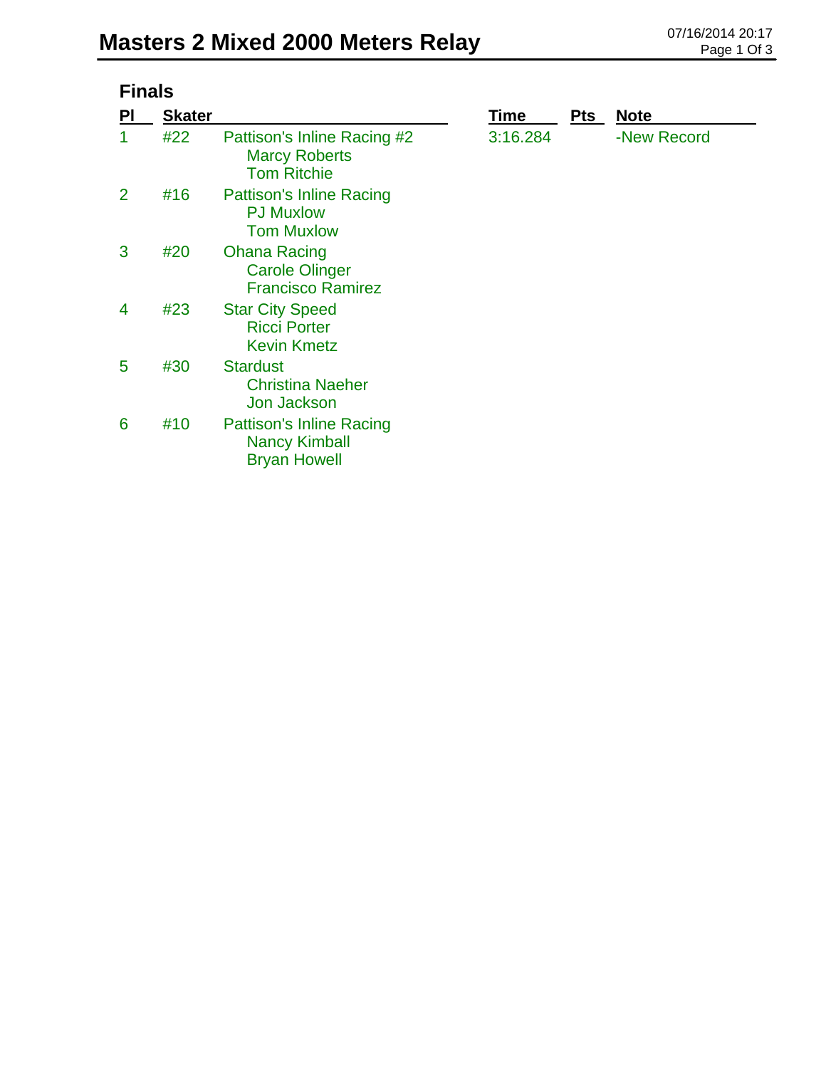# Masters 2 Mixed 2000 Meters Relay

## Finals

| Pl | Skater | | Time | Pts | Note |
|---|---|---|---|---|---|
| 1 | #22 | Pattison's Inline Racing #2<br>Marcy Roberts<br>Tom Ritchie | 3:16.284 | | -New Record |
| 2 | #16 | Pattison's Inline Racing<br>PJ Muxlow<br>Tom Muxlow | | | |
| 3 | #20 | Ohana Racing<br>Carole Olinger<br>Francisco Ramirez | | | |
| 4 | #23 | Star City Speed<br>Ricci Porter<br>Kevin Kmetz | | | |
| 5 | #30 | Stardust<br>Christina Naeher<br>Jon Jackson | | | |
| 6 | #10 | Pattison's Inline Racing<br>Nancy Kimball<br>Bryan Howell | | | |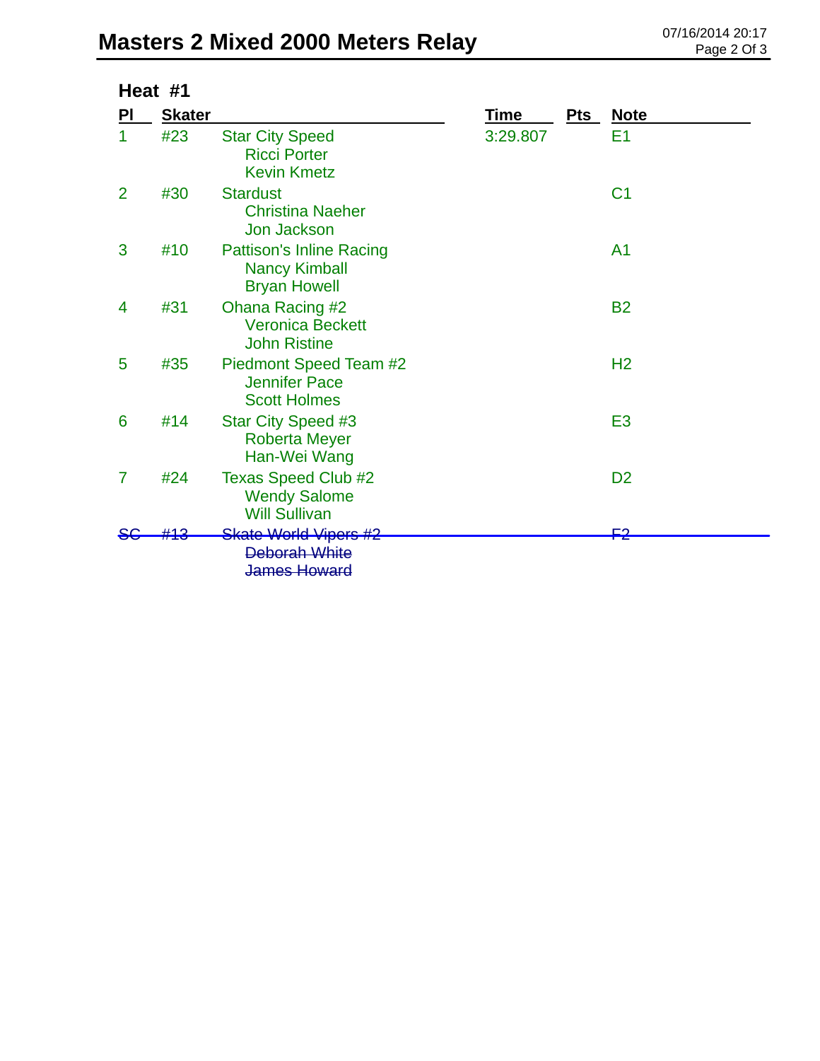# Masters 2 Mixed 2000 Meters Relay

## Heat #1

| Pl | Skater | | Time | Pts | Note |
|---|---|---|---|---|---|
| 1 | #23 | Star City Speed<br>Ricci Porter<br>Kevin Kmetz | 3:29.807 | | E1 |
| 2 | #30 | Stardust<br>Christina Naeher<br>Jon Jackson | | | C1 |
| 3 | #10 | Pattison's Inline Racing<br>Nancy Kimball<br>Bryan Howell | | | A1 |
| 4 | #31 | Ohana Racing #2<br>Veronica Beckett<br>John Ristine | | | B2 |
| 5 | #35 | Piedmont Speed Team #2<br>Jennifer Pace<br>Scott Holmes | | | H2 |
| 6 | #14 | Star City Speed #3<br>Roberta Meyer<br>Han-Wei Wang | | | E3 |
| 7 | #24 | Texas Speed Club #2<br>Wendy Salome<br>Will Sullivan | | | D2 |
| ~~SC~~ | ~~#13~~ | ~~Skate World Vipers #2~~<br>~~Deborah White~~<br>~~James Howard~~ | | | ~~F2~~ |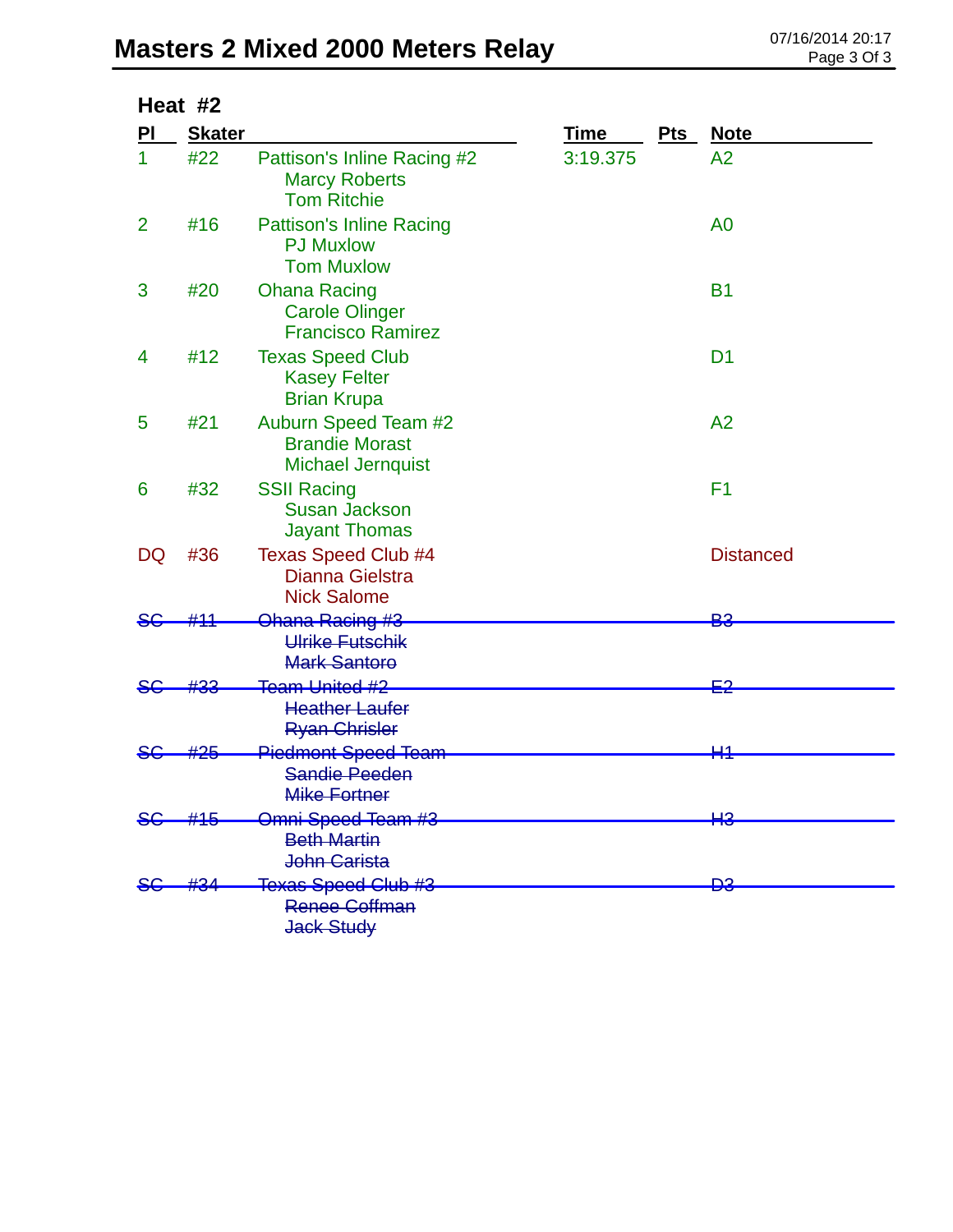# Masters 2 Mixed 2000 Meters Relay

## Heat #2

| Pl | Skater | | Time | Pts | Note |
|---|---|---|---|---|---|
| 1 | #22 | Pattison's Inline Racing #2<br>Marcy Roberts<br>Tom Ritchie | 3:19.375 | | A2 |
| 2 | #16 | Pattison's Inline Racing<br>PJ Muxlow<br>Tom Muxlow | | | A0 |
| 3 | #20 | Ohana Racing<br>Carole Olinger<br>Francisco Ramirez | | | B1 |
| 4 | #12 | Texas Speed Club<br>Kasey Felter<br>Brian Krupa | | | D1 |
| 5 | #21 | Auburn Speed Team #2<br>Brandie Morast<br>Michael Jernquist | | | A2 |
| 6 | #32 | SSII Racing<br>Susan Jackson<br>Jayant Thomas | | | F1 |
| DQ | #36 | Texas Speed Club #4<br>Dianna Gielstra<br>Nick Salome | | | Distanced |
| ~~SC~~ | ~~#11~~ | ~~Ohana Racing #3~~<br>~~Ulrike Futschik~~<br>~~Mark Santoro~~ | | | ~~B3~~ |
| ~~SC~~ | ~~#33~~ | ~~Team United #2~~<br>~~Heather Laufer~~<br>~~Ryan Chrisler~~ | | | ~~E2~~ |
| ~~SC~~ | ~~#25~~ | ~~Piedmont Speed Team~~<br>~~Sandie Peeden~~<br>~~Mike Fortner~~ | | | ~~H1~~ |
| ~~SC~~ | ~~#15~~ | ~~Omni Speed Team #3~~<br>~~Beth Martin~~<br>~~John Carista~~ | | | ~~H3~~ |
| ~~SC~~ | ~~#34~~ | ~~Texas Speed Club #3~~<br>~~Renee Coffman~~<br>~~Jack Study~~ | | | ~~D3~~ |